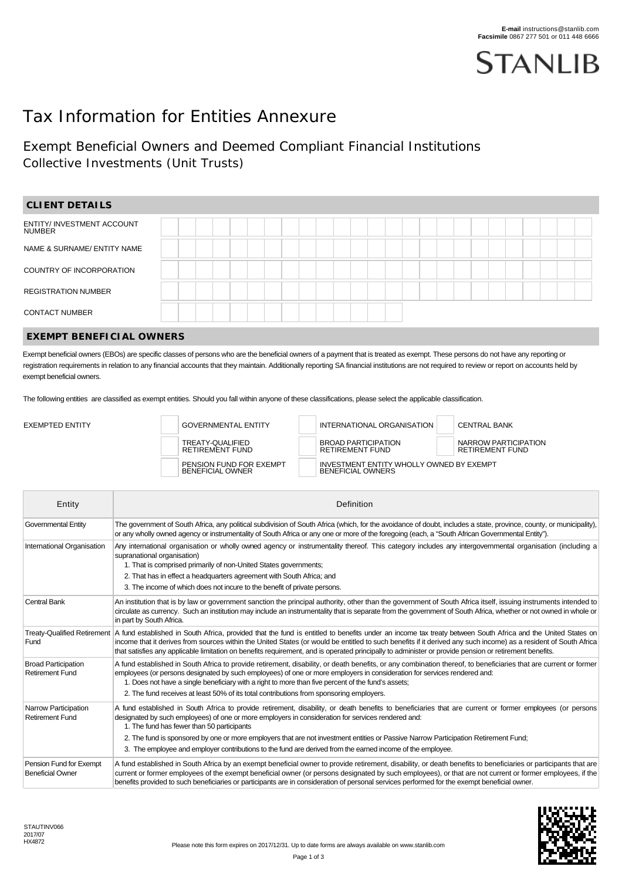**E-mail** instructions@stanlib.com
**Facsimile** 0867 277 501 or 011 448 6666

STANLIB

# Tax Information for Entities Annexure

## Exempt Beneficial Owners and Deemed Compliant Financial Institutions

Collective Investments (Unit Trusts)

## CLIENT DETAILS

| | |
|---|---|
| ENTITY/ INVESTMENT ACCOUNT NUMBER | |
| NAME & SURNAME/ ENTITY NAME | |
| COUNTRY OF INCORPORATION | |
| REGISTRATION NUMBER | |
| CONTACT NUMBER | |

## EXEMPT BENEFICIAL OWNERS

Exempt beneficial owners (EBOs) are specific classes of persons who are the beneficial owners of a payment that is treated as exempt. These persons do not have any reporting or registration requirements in relation to any financial accounts that they maintain. Additionally reporting SA financial institutions are not required to review or report on accounts held by exempt beneficial owners.

The following entities are classified as exempt entities. Should you fall within anyone of these classifications, please select the applicable classification.

EXEMPTED ENTITY

- ☐ GOVERNMENTAL ENTITY
- ☐ INTERNATIONAL ORGANISATION
- ☐ CENTRAL BANK
- ☐ TREATY-QUALIFIED RETIREMENT FUND
- ☐ BROAD PARTICIPATION RETIREMENT FUND
- ☐ NARROW PARTICIPATION RETIREMENT FUND
- ☐ PENSION FUND FOR EXEMPT BENEFICIAL OWNER
- ☐ INVESTMENT ENTITY WHOLLY OWNED BY EXEMPT BENEFICIAL OWNERS

| Entity | Definition |
|---|---|
| Governmental Entity | The government of South Africa, any political subdivision of South Africa (which, for the avoidance of doubt, includes a state, province, county, or municipality), or any wholly owned agency or instrumentality of South Africa or any one or more of the foregoing (each, a "South African Governmental Entity"). |
| International Organisation | Any international organisation or wholly owned agency or instrumentality thereof. This category includes any intergovernmental organisation (including a supranational organisation)<br>1. That is comprised primarily of non-United States governments;<br>2. That has in effect a headquarters agreement with South Africa; and<br>3. The income of which does not incure to the benefit of private persons. |
| Central Bank | An institution that is by law or government sanction the principal authority, other than the government of South Africa itself, issuing instruments intended to circulate as currency. Such an institution may include an instrumentality that is separate from the government of South Africa, whether or not owned in whole or in part by South Africa. |
| Treaty-Qualified Retirement Fund | A fund established in South Africa, provided that the fund is entitled to benefits under an income tax treaty between South Africa and the United States on income that it derives from sources within the United States (or would be entitled to such benefits if it derived any such income) as a resident of South Africa that satisfies any applicable limitation on benefits requirement, and is operated principally to administer or provide pension or retirement benefits. |
| Broad Participation Retirement Fund | A fund established in South Africa to provide retirement, disability, or death benefits, or any combination thereof, to beneficiaries that are current or former employees (or persons designated by such employees) of one or more employers in consideration for services rendered and:<br>1. Does not have a single beneficiary with a right to more than five percent of the fund's assets;<br>2. The fund receives at least 50% of its total contributions from sponsoring employers. |
| Narrow Participation Retirement Fund | A fund established in South Africa to provide retirement, disability, or death benefits to beneficiaries that are current or former employees (or persons designated by such employees) of one or more employers in consideration for services rendered and:<br>1. The fund has fewer than 50 participants<br>2. The fund is sponsored by one or more employers that are not investment entities or Passive Narrow Participation Retirement Fund;<br>3. The employee and employer contributions to the fund are derived from the earned income of the employee. |
| Pension Fund for Exempt Beneficial Owner | A fund established in South Africa by an exempt beneficial owner to provide retirement, disability, or death benefits to beneficiaries or participants that are current or former employees of the exempt beneficial owner (or persons designated by such employees), or that are not current or former employees, if the benefits provided to such beneficiaries or participants are in consideration of personal services performed for the exempt beneficial owner. |

STAUTINV066
2017/07
HX4872

Please note this form expires on 2017/12/31. Up to date forms are always available on www.stanlib.com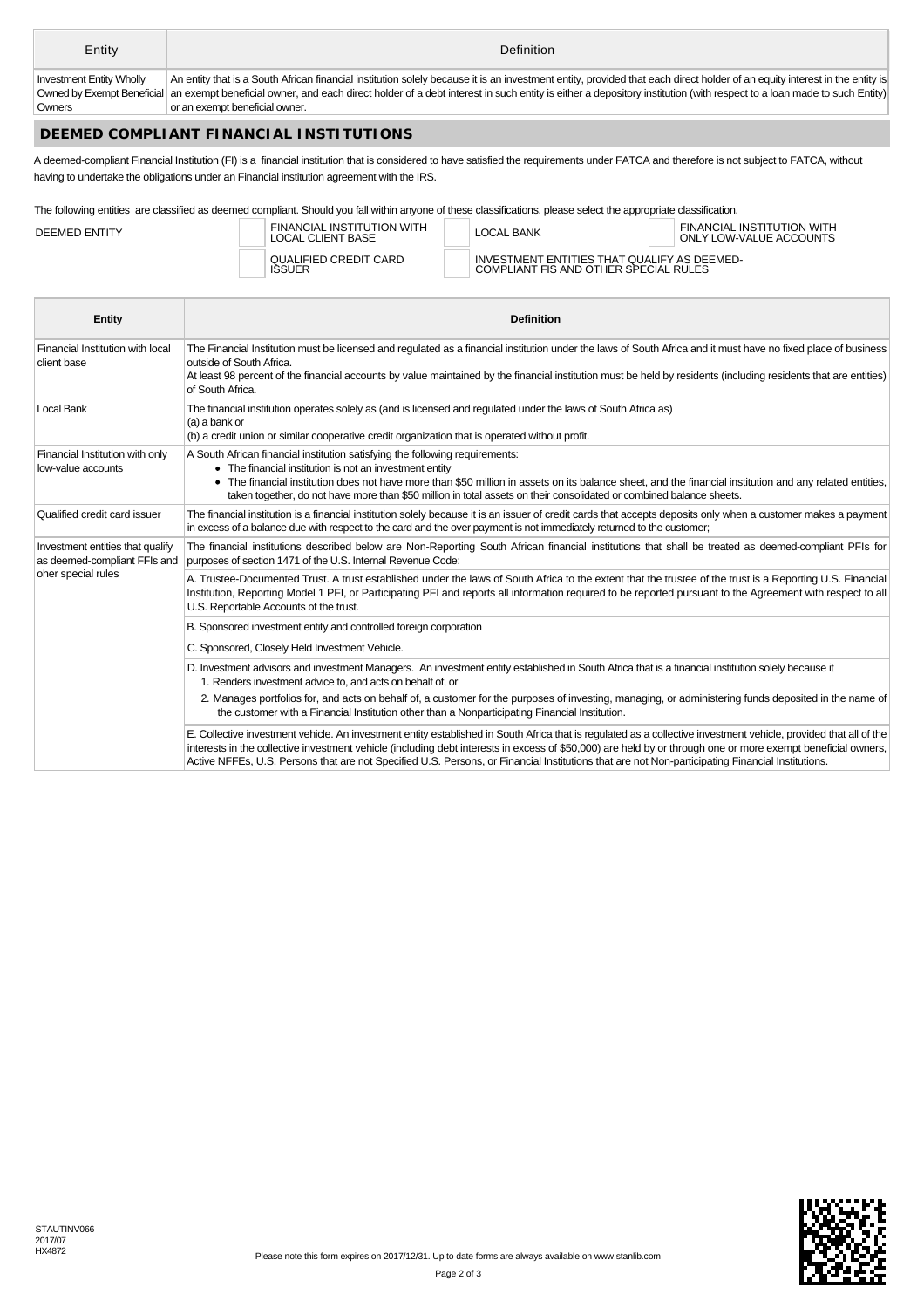| Entity | Definition |
|---|---|
| Investment Entity Wholly Owned by Exempt Beneficial Owners | An entity that is a South African financial institution solely because it is an investment entity, provided that each direct holder of an equity interest in the entity is an exempt beneficial owner, and each direct holder of a debt interest in such entity is either a depository institution (with respect to a loan made to such Entity) or an exempt beneficial owner. |

## DEEMED COMPLIANT FINANCIAL INSTITUTIONS

A deemed-compliant Financial Institution (FI) is a financial institution that is considered to have satisfied the requirements under FATCA and therefore is not subject to FATCA, without having to undertake the obligations under an Financial institution agreement with the IRS.

The following entities are classified as deemed compliant. Should you fall within anyone of these classifications, please select the appropriate classification.

DEEMED ENTITY

- ☐ FINANCIAL INSTITUTION WITH LOCAL CLIENT BASE
- ☐ LOCAL BANK
- ☐ FINANCIAL INSTITUTION WITH ONLY LOW-VALUE ACCOUNTS
- ☐ QUALIFIED CREDIT CARD ISSUER
- ☐ INVESTMENT ENTITIES THAT QUALIFY AS DEEMED-COMPLIANT FIS AND OTHER SPECIAL RULES

| Entity | Definition |
|---|---|
| Financial Institution with local client base | The Financial Institution must be licensed and regulated as a financial institution under the laws of South Africa and it must have no fixed place of business outside of South Africa.<br>At least 98 percent of the financial accounts by value maintained by the financial institution must be held by residents (including residents that are entities) of South Africa. |
| Local Bank | The financial institution operates solely as (and is licensed and regulated under the laws of South Africa as)<br>(a) a bank or<br>(b) a credit union or similar cooperative credit organization that is operated without profit. |
| Financial Institution with only low-value accounts | A South African financial institution satisfying the following requirements:<br>• The financial institution is not an investment entity<br>• The financial institution does not have more than $50 million in assets on its balance sheet, and the financial institution and any related entities, taken together, do not have more than $50 million in total assets on their consolidated or combined balance sheets. |
| Qualified credit card issuer | The financial institution is a financial institution solely because it is an issuer of credit cards that accepts deposits only when a customer makes a payment in excess of a balance due with respect to the card and the over payment is not immediately returned to the customer; |
| Investment entities that qualify as deemed-compliant FFIs and oher special rules | The financial institutions described below are Non-Reporting South African financial institutions that shall be treated as deemed-compliant PFIs for purposes of section 1471 of the U.S. Internal Revenue Code: |
| | A. Trustee-Documented Trust. A trust established under the laws of South Africa to the extent that the trustee of the trust is a Reporting U.S. Financial Institution, Reporting Model 1 PFI, or Participating PFI and reports all information required to be reported pursuant to the Agreement with respect to all U.S. Reportable Accounts of the trust. |
| | B. Sponsored investment entity and controlled foreign corporation |
| | C. Sponsored, Closely Held Investment Vehicle. |
| | D. Investment advisors and investment Managers. An investment entity established in South Africa that is a financial institution solely because it<br>1. Renders investment advice to, and acts on behalf of, or<br>2. Manages portfolios for, and acts on behalf of, a customer for the purposes of investing, managing, or administering funds deposited in the name of the customer with a Financial Institution other than a Nonparticipating Financial Institution. |
| | E. Collective investment vehicle. An investment entity established in South Africa that is regulated as a collective investment vehicle, provided that all of the interests in the collective investment vehicle (including debt interests in excess of $50,000) are held by or through one or more exempt beneficial owners, Active NFFEs, U.S. Persons that are not Specified U.S. Persons, or Financial Institutions that are not Non-participating Financial Institutions. |

STAUTINV066
2017/07
HX4872

Please note this form expires on 2017/12/31. Up to date forms are always available on www.stanlib.com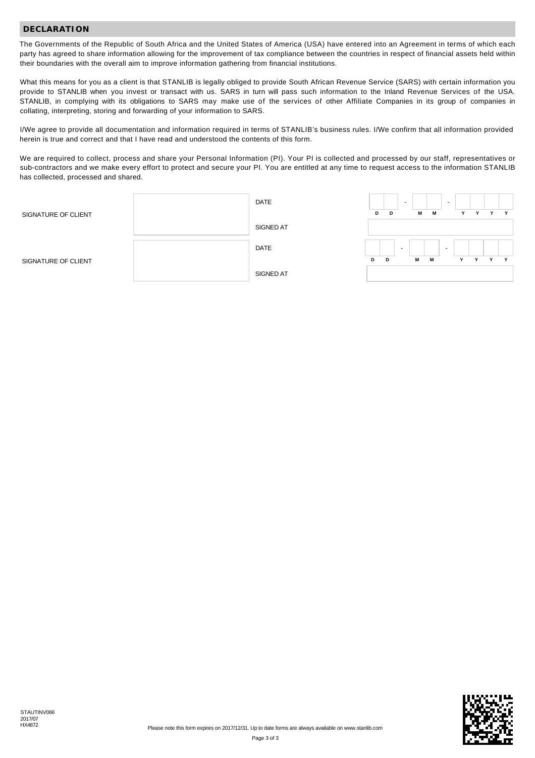## DECLARATION

The Governments of the Republic of South Africa and the United States of America (USA) have entered into an Agreement in terms of which each party has agreed to share information allowing for the improvement of tax compliance between the countries in respect of financial assets held within their boundaries with the overall aim to improve information gathering from financial institutions.

What this means for you as a client is that STANLIB is legally obliged to provide South African Revenue Service (SARS) with certain information you provide to STANLIB when you invest or transact with us. SARS in turn will pass such information to the Inland Revenue Services of the USA. STANLIB, in complying with its obligations to SARS may make use of the services of other Affiliate Companies in its group of companies in collating, interpreting, storing and forwarding of your information to SARS.

I/We agree to provide all documentation and information required in terms of STANLIB's business rules. I/We confirm that all information provided herein is true and correct and that I have read and understood the contents of this form.

We are required to collect, process and share your Personal Information (PI). Your PI is collected and processed by our staff, representatives or sub-contractors and we make every effort to protect and secure your PI. You are entitled at any time to request access to the information STANLIB has collected, processed and shared.

| | | | |
|---|---|---|---|
| SIGNATURE OF CLIENT | | DATE | D D - M M - Y Y Y Y |
| | | SIGNED AT | |
| SIGNATURE OF CLIENT | | DATE | D D - M M - Y Y Y Y |
| | | SIGNED AT | |

STAUTINV066
2017/07
HX4872

Please note this form expires on 2017/12/31. Up to date forms are always available on www.stanlib.com